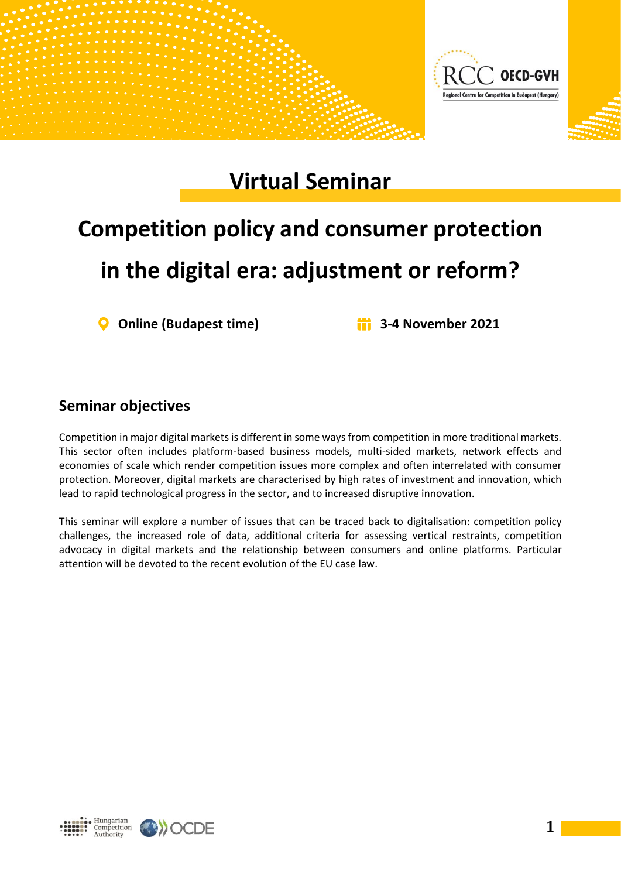# Virtual Seminar

# Competition policy and consumer protection in the digital era: adjustment or reform?

**Online (Budapest time)** **3-4 November 2021**

## Seminar objectives

Competition in major digital markets is different in some ways from competition in more traditional markets. This sector often includes platform-based business models, multi-sided markets, network effects and economies of scale which render competition issues more complex and often interrelated with consumer protection. Moreover, digital markets are characterised by high rates of investment and innovation, which lead to rapid technological progress in the sector, and to increased disruptive innovation.

This seminar will explore a number of issues that can be traced back to digitalisation: competition policy challenges, the increased role of data, additional criteria for assessing vertical restraints, competition advocacy in digital markets and the relationship between consumers and online platforms. Particular attention will be devoted to the recent evolution of the EU case law.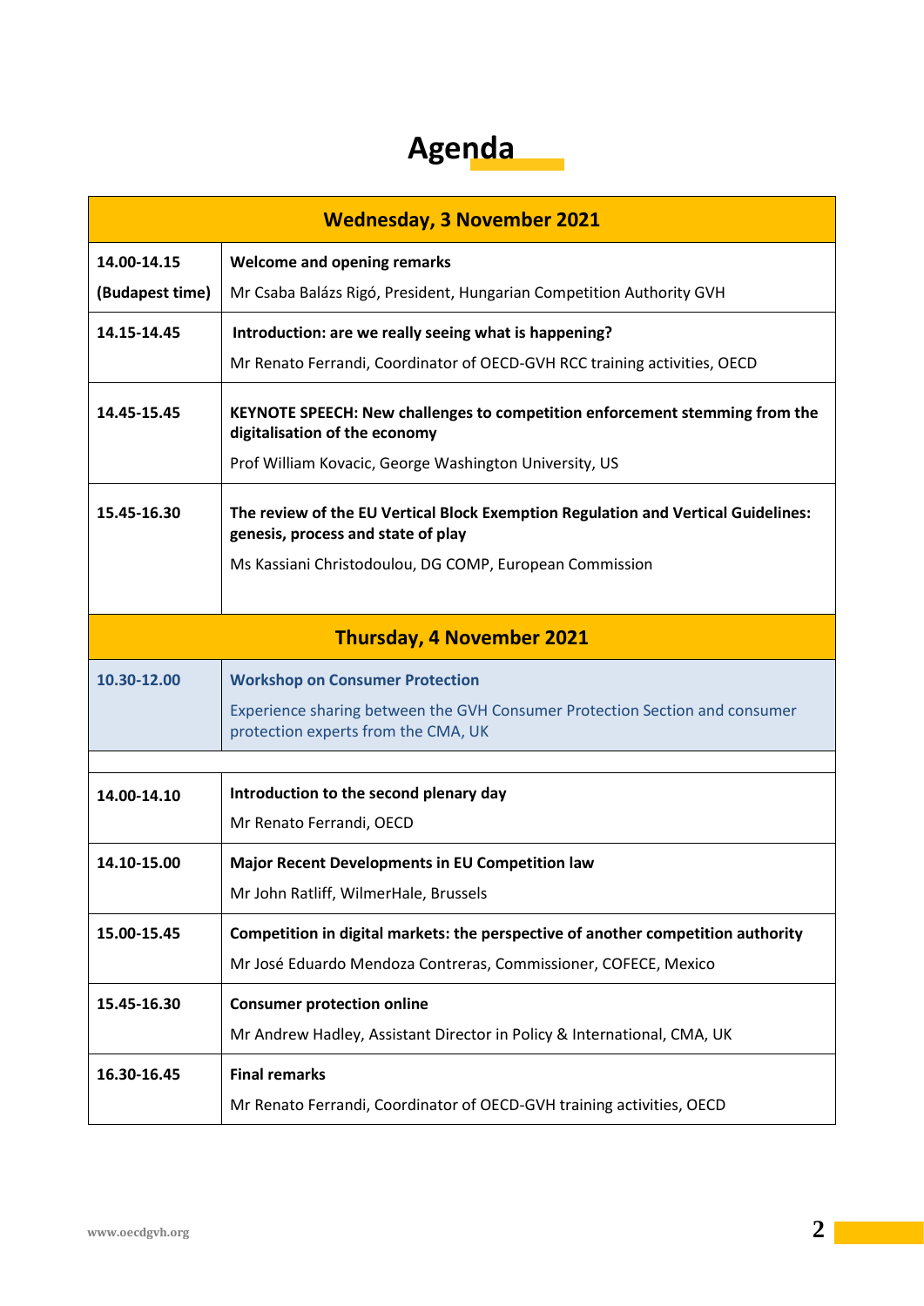# Agenda

| | |
|---|---|
| **Wednesday, 3 November 2021** | |
| **14.00-14.15 (Budapest time)** | **Welcome and opening remarks**<br>Mr Csaba Balázs Rigó, President, Hungarian Competition Authority GVH |
| **14.15-14.45** | **Introduction: are we really seeing what is happening?**<br>Mr Renato Ferrandi, Coordinator of OECD-GVH RCC training activities, OECD |
| **14.45-15.45** | **KEYNOTE SPEECH: New challenges to competition enforcement stemming from the digitalisation of the economy**<br>Prof William Kovacic, George Washington University, US |
| **15.45-16.30** | **The review of the EU Vertical Block Exemption Regulation and Vertical Guidelines: genesis, process and state of play**<br>Ms Kassiani Christodoulou, DG COMP, European Commission |
| **Thursday, 4 November 2021** | |
| **10.30-12.00** | **Workshop on Consumer Protection**<br>Experience sharing between the GVH Consumer Protection Section and consumer protection experts from the CMA, UK |
| | |
| **14.00-14.10** | **Introduction to the second plenary day**<br>Mr Renato Ferrandi, OECD |
| **14.10-15.00** | **Major Recent Developments in EU Competition law**<br>Mr John Ratliff, WilmerHale, Brussels |
| **15.00-15.45** | **Competition in digital markets: the perspective of another competition authority**<br>Mr José Eduardo Mendoza Contreras, Commissioner, COFECE, Mexico |
| **15.45-16.30** | **Consumer protection online**<br>Mr Andrew Hadley, Assistant Director in Policy & International, CMA, UK |
| **16.30-16.45** | **Final remarks**<br>Mr Renato Ferrandi, Coordinator of OECD-GVH training activities, OECD |